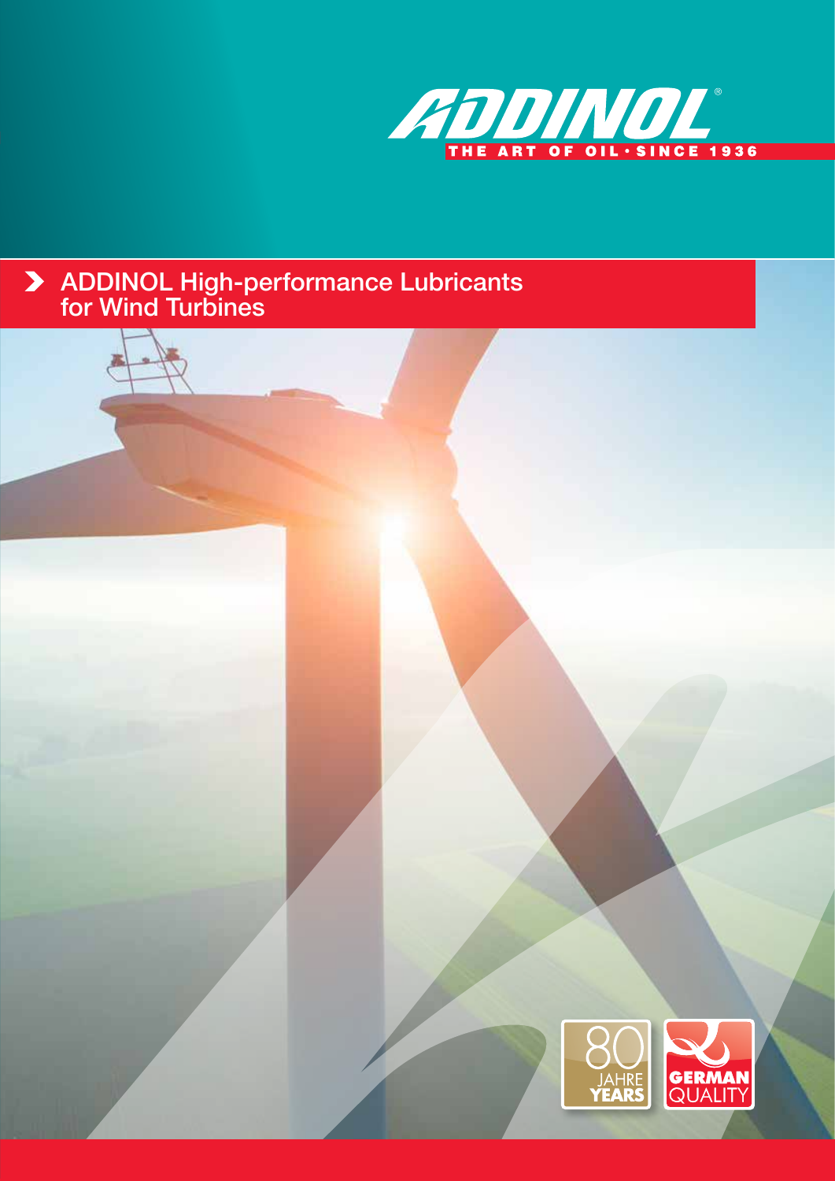ADDINOL®

THE ART OF OIL · SINCE 1936

# ADDINOL High-performance Lubricants for Wind Turbines

80 JAHRE YEARS

GERMAN QUALITY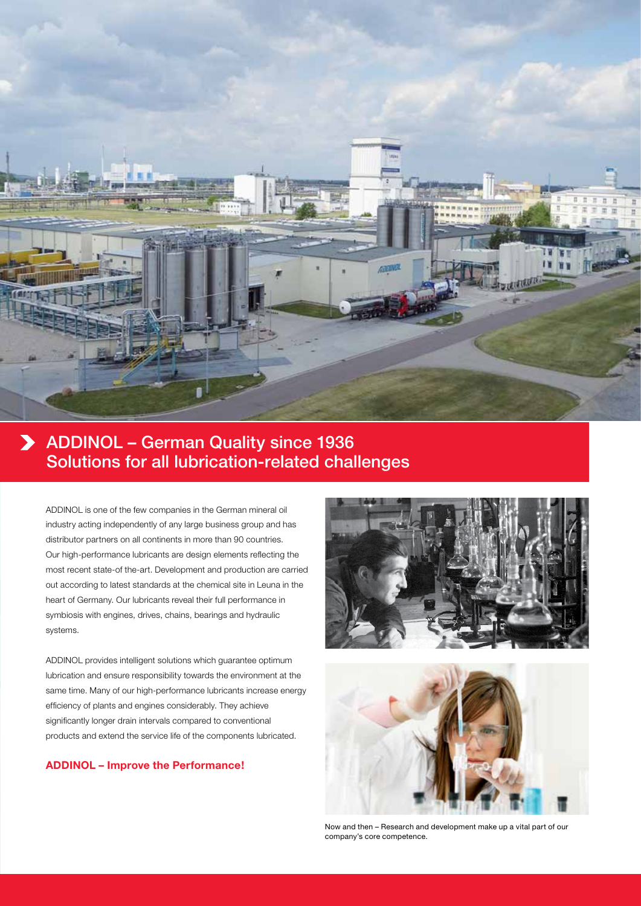## ADDINOL – German Quality since 1936
## Solutions for all lubrication-related challenges

ADDINOL is one of the few companies in the German mineral oil industry acting independently of any large business group and has distributor partners on all continents in more than 90 countries. Our high-performance lubricants are design elements reflecting the most recent state-of the-art. Development and production are carried out according to latest standards at the chemical site in Leuna in the heart of Germany. Our lubricants reveal their full performance in symbiosis with engines, drives, chains, bearings and hydraulic systems.

ADDINOL provides intelligent solutions which guarantee optimum lubrication and ensure responsibility towards the environment at the same time. Many of our high-performance lubricants increase energy efficiency of plants and engines considerably. They achieve significantly longer drain intervals compared to conventional products and extend the service life of the components lubricated.

**ADDINOL – Improve the Performance!**

Now and then – Research and development make up a vital part of our company's core competence.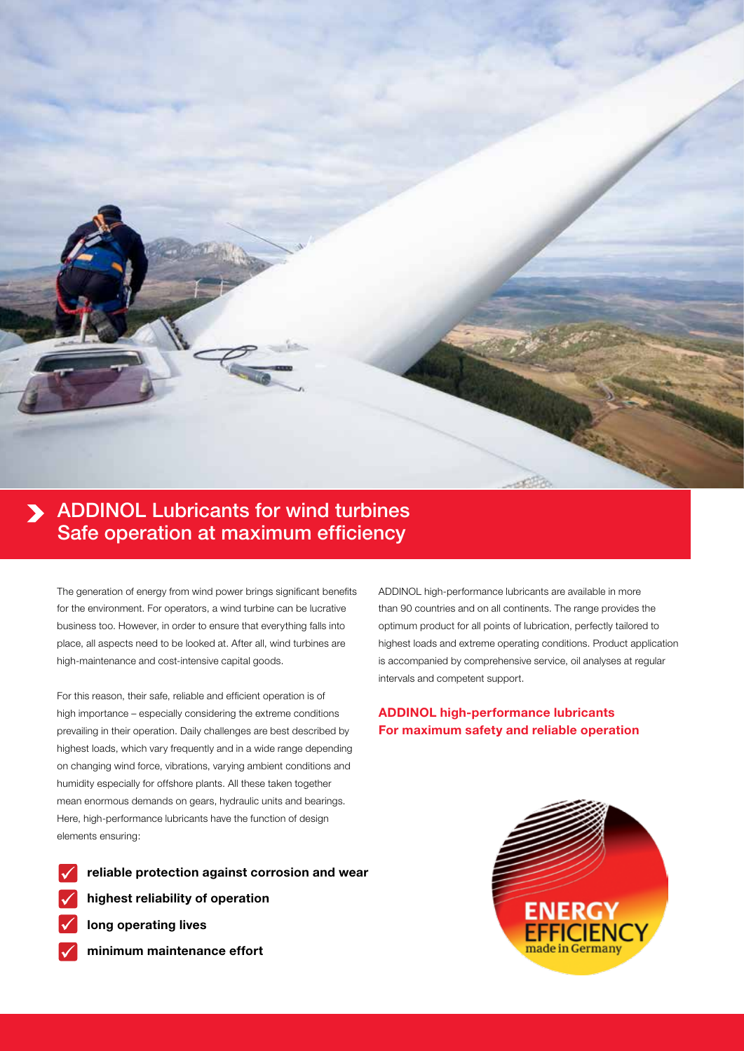# ADDINOL Lubricants for wind turbines Safe operation at maximum efficiency

The generation of energy from wind power brings significant benefits for the environment. For operators, a wind turbine can be lucrative business too. However, in order to ensure that everything falls into place, all aspects need to be looked at. After all, wind turbines are high-maintenance and cost-intensive capital goods.

For this reason, their safe, reliable and efficient operation is of high importance – especially considering the extreme conditions prevailing in their operation. Daily challenges are best described by highest loads, which vary frequently and in a wide range depending on changing wind force, vibrations, varying ambient conditions and humidity especially for offshore plants. All these taken together mean enormous demands on gears, hydraulic units and bearings. Here, high-performance lubricants have the function of design elements ensuring:

- **reliable protection against corrosion and wear**
- **highest reliability of operation**
- **long operating lives**
- **minimum maintenance effort**

ADDINOL high-performance lubricants are available in more than 90 countries and on all continents. The range provides the optimum product for all points of lubrication, perfectly tailored to highest loads and extreme operating conditions. Product application is accompanied by comprehensive service, oil analyses at regular intervals and competent support.

## ADDINOL high-performance lubricants For maximum safety and reliable operation

ENERGY EFFICIENCY made in Germany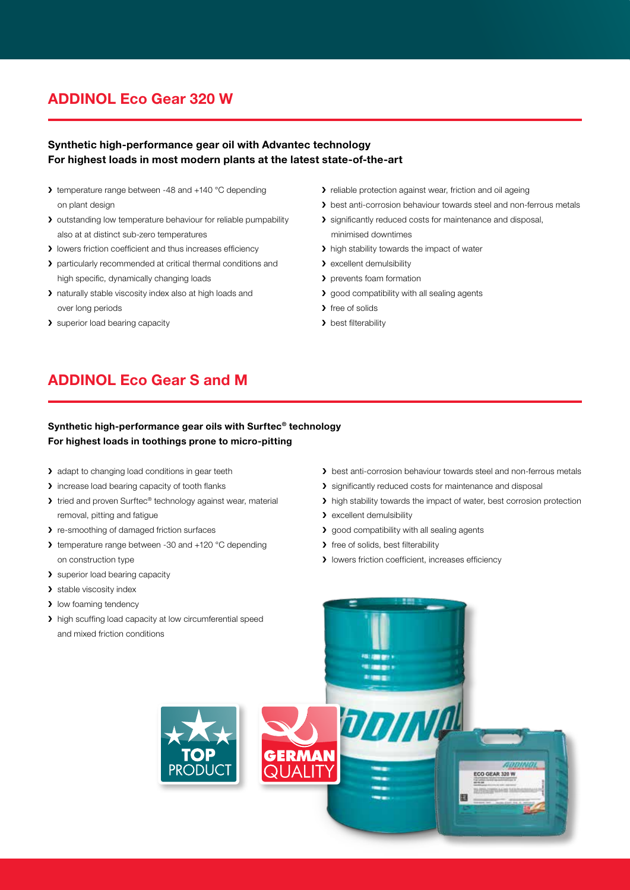## ADDINOL Eco Gear 320 W

**Synthetic high-performance gear oil with Advantec technology**
**For highest loads in most modern plants at the latest state-of-the-art**

- temperature range between -48 and +140 °C depending on plant design
- outstanding low temperature behaviour for reliable pumpability also at at distinct sub-zero temperatures
- lowers friction coefficient and thus increases efficiency
- particularly recommended at critical thermal conditions and high specific, dynamically changing loads
- naturally stable viscosity index also at high loads and over long periods
- superior load bearing capacity
- reliable protection against wear, friction and oil ageing
- best anti-corrosion behaviour towards steel and non-ferrous metals
- significantly reduced costs for maintenance and disposal, minimised downtimes
- high stability towards the impact of water
- excellent demulsibility
- prevents foam formation
- good compatibility with all sealing agents
- free of solids
- best filterability

## ADDINOL Eco Gear S and M

**Synthetic high-performance gear oils with Surftec® technology**
**For highest loads in toothings prone to micro-pitting**

- adapt to changing load conditions in gear teeth
- increase load bearing capacity of tooth flanks
- tried and proven Surftec® technology against wear, material removal, pitting and fatigue
- re-smoothing of damaged friction surfaces
- temperature range between -30 and +120 °C depending on construction type
- superior load bearing capacity
- stable viscosity index
- low foaming tendency
- high scuffing load capacity at low circumferential speed and mixed friction conditions
- best anti-corrosion behaviour towards steel and non-ferrous metals
- significantly reduced costs for maintenance and disposal
- high stability towards the impact of water, best corrosion protection
- excellent demulsibility
- good compatibility with all sealing agents
- free of solids, best filterability
- lowers friction coefficient, increases efficiency

TOP PRODUCT

GERMAN QUALITY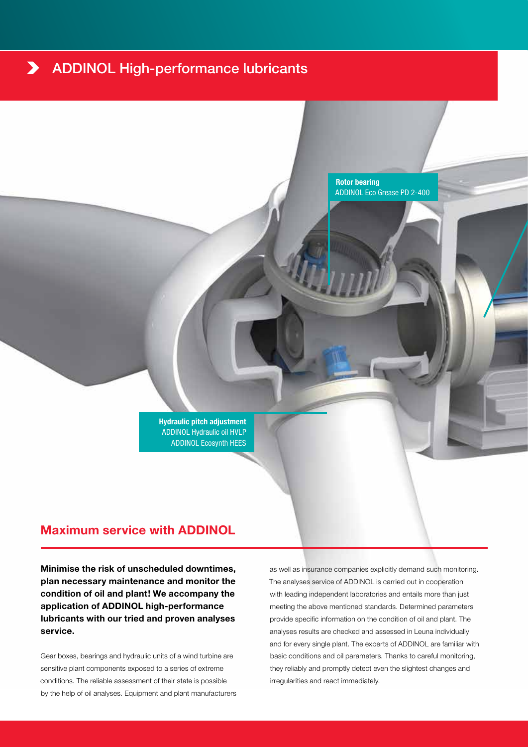# ADDINOL High-performance lubricants

**Rotor bearing**
ADDINOL Eco Grease PD 2-400

**Hydraulic pitch adjustment**
ADDINOL Hydraulic oil HVLP
ADDINOL Ecosynth HEES

## Maximum service with ADDINOL

**Minimise the risk of unscheduled downtimes, plan necessary maintenance and monitor the condition of oil and plant! We accompany the application of ADDINOL high-performance lubricants with our tried and proven analyses service.**

Gear boxes, bearings and hydraulic units of a wind turbine are sensitive plant components exposed to a series of extreme conditions. The reliable assessment of their state is possible by the help of oil analyses. Equipment and plant manufacturers as well as insurance companies explicitly demand such monitoring. The analyses service of ADDINOL is carried out in cooperation with leading independent laboratories and entails more than just meeting the above mentioned standards. Determined parameters provide specific information on the condition of oil and plant. The analyses results are checked and assessed in Leuna individually and for every single plant. The experts of ADDINOL are familiar with basic conditions and oil parameters. Thanks to careful monitoring, they reliably and promptly detect even the slightest changes and irregularities and react immediately.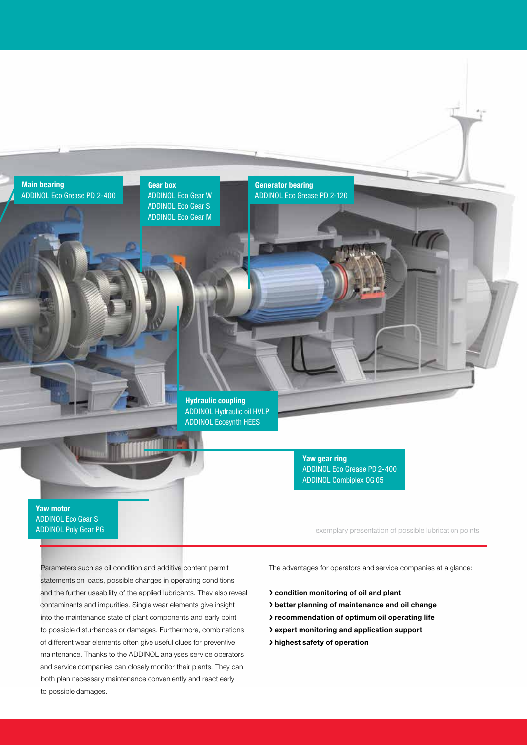**Main bearing**
ADDINOL Eco Grease PD 2-400

**Gear box**
ADDINOL Eco Gear W
ADDINOL Eco Gear S
ADDINOL Eco Gear M

**Generator bearing**
ADDINOL Eco Grease PD 2-120

**Hydraulic coupling**
ADDINOL Hydraulic oil HVLP
ADDINOL Ecosynth HEES

**Yaw gear ring**
ADDINOL Eco Grease PD 2-400
ADDINOL Combiplex OG 05

**Yaw motor**
ADDINOL Eco Gear S
ADDINOL Poly Gear PG

exemplary presentation of possible lubrication points

Parameters such as oil condition and additive content permit statements on loads, possible changes in operating conditions and the further useability of the applied lubricants. They also reveal contaminants and impurities. Single wear elements give insight into the maintenance state of plant components and early point to possible disturbances or damages. Furthermore, combinations of different wear elements often give useful clues for preventive maintenance. Thanks to the ADDINOL analyses service operators and service companies can closely monitor their plants. They can both plan necessary maintenance conveniently and react early to possible damages.

The advantages for operators and service companies at a glance:

- **condition monitoring of oil and plant**
- **better planning of maintenance and oil change**
- **recommendation of optimum oil operating life**
- **expert monitoring and application support**
- **highest safety of operation**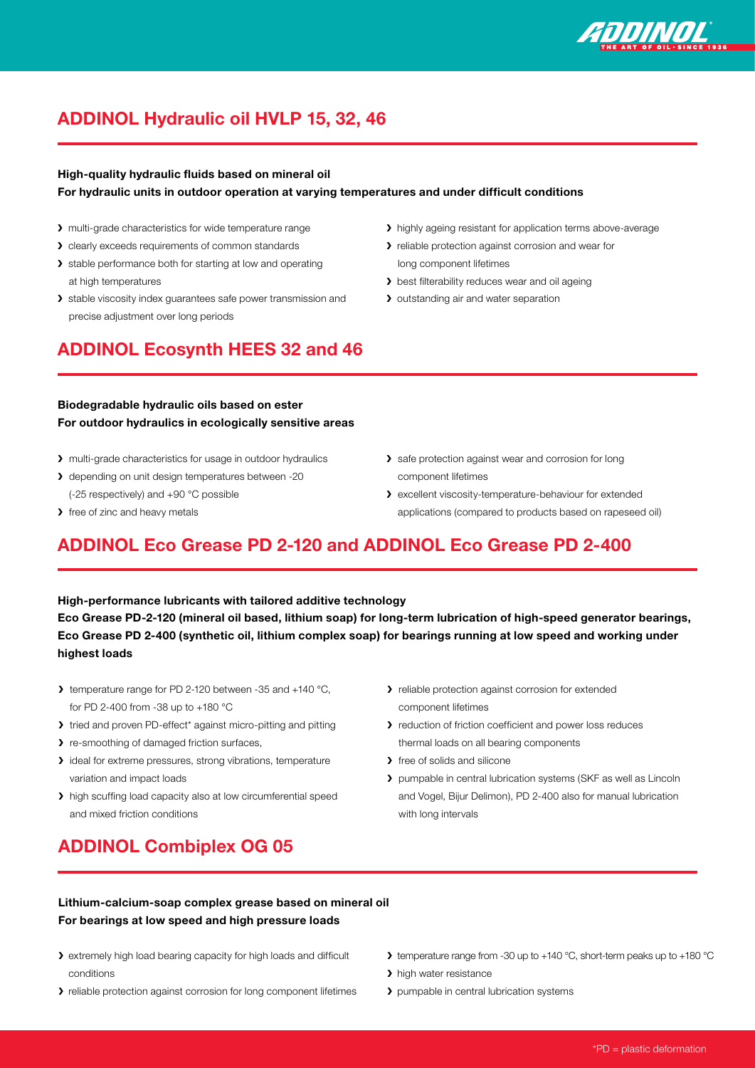## ADDINOL Hydraulic oil HVLP 15, 32, 46

**High-quality hydraulic fluids based on mineral oil**
**For hydraulic units in outdoor operation at varying temperatures and under difficult conditions**

- multi-grade characteristics for wide temperature range
- clearly exceeds requirements of common standards
- stable performance both for starting at low and operating at high temperatures
- stable viscosity index guarantees safe power transmission and precise adjustment over long periods
- highly ageing resistant for application terms above-average
- reliable protection against corrosion and wear for long component lifetimes
- best filterability reduces wear and oil ageing
- outstanding air and water separation

## ADDINOL Ecosynth HEES 32 and 46

**Biodegradable hydraulic oils based on ester**
**For outdoor hydraulics in ecologically sensitive areas**

- multi-grade characteristics for usage in outdoor hydraulics
- depending on unit design temperatures between -20 (-25 respectively) and +90 °C possible
- free of zinc and heavy metals
- safe protection against wear and corrosion for long component lifetimes
- excellent viscosity-temperature-behaviour for extended applications (compared to products based on rapeseed oil)

## ADDINOL Eco Grease PD 2-120 and ADDINOL Eco Grease PD 2-400

**High-performance lubricants with tailored additive technology**
**Eco Grease PD-2-120 (mineral oil based, lithium soap) for long-term lubrication of high-speed generator bearings, Eco Grease PD 2-400 (synthetic oil, lithium complex soap) for bearings running at low speed and working under highest loads**

- temperature range for PD 2-120 between -35 and +140 °C, for PD 2-400 from -38 up to +180 °C
- tried and proven PD-effect* against micro-pitting and pitting
- re-smoothing of damaged friction surfaces,
- ideal for extreme pressures, strong vibrations, temperature variation and impact loads
- high scuffing load capacity also at low circumferential speed and mixed friction conditions
- reliable protection against corrosion for extended component lifetimes
- reduction of friction coefficient and power loss reduces thermal loads on all bearing components
- free of solids and silicone
- pumpable in central lubrication systems (SKF as well as Lincoln and Vogel, Bijur Delimon), PD 2-400 also for manual lubrication with long intervals

## ADDINOL Combiplex OG 05

**Lithium-calcium-soap complex grease based on mineral oil**
**For bearings at low speed and high pressure loads**

- extremely high load bearing capacity for high loads and difficult conditions
- reliable protection against corrosion for long component lifetimes
- temperature range from -30 up to +140 °C, short-term peaks up to +180 °C
- high water resistance
- pumpable in central lubrication systems

*PD = plastic deformation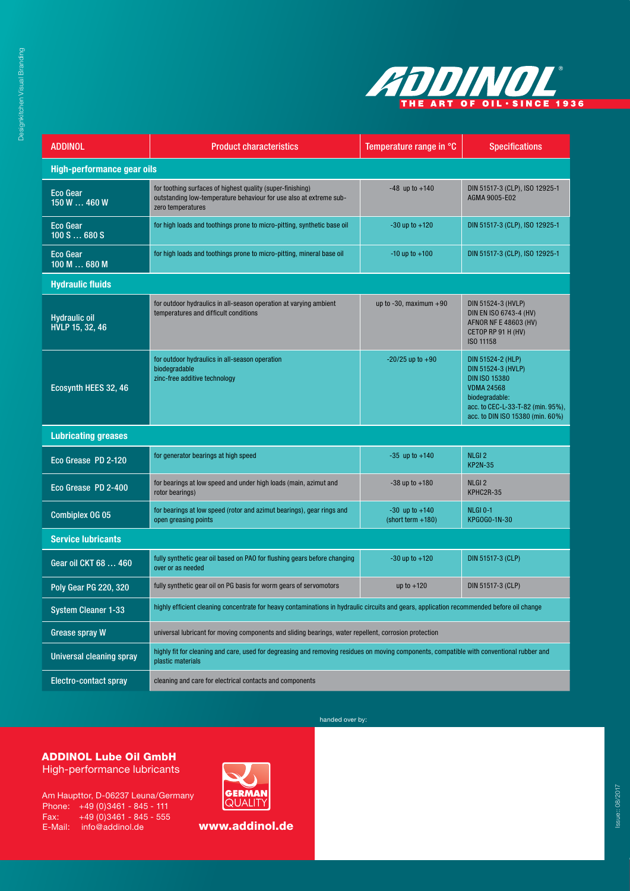ADDINOL®
THE ART OF OIL • SINCE 1936

| ADDINOL | Product characteristics | Temperature range in °C | Specifications |
|---|---|---|---|
| **High-performance gear oils** | | | |
| Eco Gear 150 W … 460 W | for toothing surfaces of highest quality (super-finishing) outstanding low-temperature behaviour for use also at extreme sub-zero temperatures | -48 up to +140 | DIN 51517-3 (CLP), ISO 12925-1 AGMA 9005-E02 |
| Eco Gear 100 S … 680 S | for high loads and toothings prone to micro-pitting, synthetic base oil | -30 up to +120 | DIN 51517-3 (CLP), ISO 12925-1 |
| Eco Gear 100 M … 680 M | for high loads and toothings prone to micro-pitting, mineral base oil | -10 up to +100 | DIN 51517-3 (CLP), ISO 12925-1 |
| **Hydraulic fluids** | | | |
| Hydraulic oil HVLP 15, 32, 46 | for outdoor hydraulics in all-season operation at varying ambient temperatures and difficult conditions | up to -30, maximum +90 | DIN 51524-3 (HVLP) DIN EN ISO 6743-4 (HV) AFNOR NF E 48603 (HV) CETOP RP 91 H (HV) ISO 11158 |
| Ecosynth HEES 32, 46 | for outdoor hydraulics in all-season operation biodegradable zinc-free additive technology | -20/25 up to +90 | DIN 51524-2 (HLP) DIN 51524-3 (HVLP) DIN ISO 15380 VDMA 24568 biodegradable: acc. to CEC-L-33-T-82 (min. 95%), acc. to DIN ISO 15380 (min. 60%) |
| **Lubricating greases** | | | |
| Eco Grease PD 2-120 | for generator bearings at high speed | -35 up to +140 | NLGI 2 KP2N-35 |
| Eco Grease PD 2-400 | for bearings at low speed and under high loads (main, azimut and rotor bearings) | -38 up to +180 | NLGI 2 KPHC2R-35 |
| Combiplex OG 05 | for bearings at low speed (rotor and azimut bearings), gear rings and open greasing points | -30 up to +140 (short term +180) | NLGI 0-1 KPGOG0-1N-30 |
| **Service lubricants** | | | |
| Gear oil CKT 68 … 460 | fully synthetic gear oil based on PAO for flushing gears before changing over or as needed | -30 up to +120 | DIN 51517-3 (CLP) |
| Poly Gear PG 220, 320 | fully synthetic gear oil on PG basis for worm gears of servomotors | up to +120 | DIN 51517-3 (CLP) |
| System Cleaner 1-33 | highly efficient cleaning concentrate for heavy contaminations in hydraulic circuits and gears, application recommended before oil change | | |
| Grease spray W | universal lubricant for moving components and sliding bearings, water repellent, corrosion protection | | |
| Universal cleaning spray | highly fit for cleaning and care, used for degreasing and removing residues on moving components, compatible with conventional rubber and plastic materials | | |
| Electro-contact spray | cleaning and care for electrical contacts and components | | |

handed over by:

**ADDINOL Lube Oil GmbH**
High-performance lubricants

Am Haupttor, D-06237 Leuna/Germany
Phone: +49 (0)3461 - 845 - 111
Fax: +49 (0)3461 - 845 - 555
E-Mail: info@addinol.de

GERMAN QUALITY

**www.addinol.de**

Issue: 08/2017